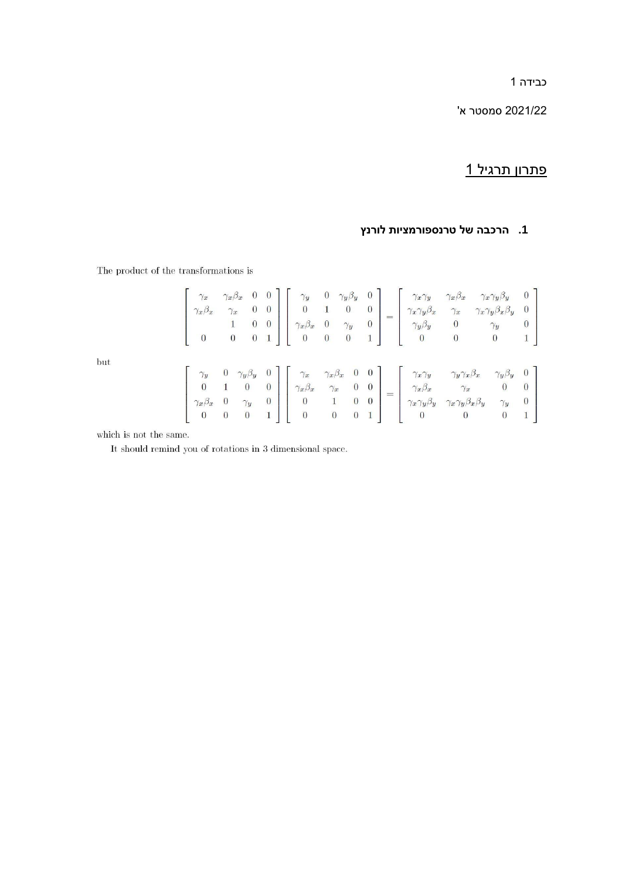כבידה 1

2021/22 סמסטר א'

## <u>פתרון תרגיל 1</u>

### 1. הרכבה של טרנספורמציות לורנץ

The product of the transformations is

$$\begin{bmatrix} \gamma_x & \gamma_x\beta_x & 0 & 0 \\ \gamma_x\beta_x & \gamma_x & 0 & 0 \\ & 1 & 0 & 0 \\ 0 & 0 & 0 & 1 \end{bmatrix} \begin{bmatrix} \gamma_y & 0 & \gamma_y\beta_y & 0 \\ 0 & 1 & 0 & 0 \\ \gamma_x\beta_x & 0 & \gamma_y & 0 \\ 0 & 0 & 0 & 1 \end{bmatrix} = \begin{bmatrix} \gamma_x\gamma_y & \gamma_x\beta_x & \gamma_x\gamma_y\beta_y & 0 \\ \gamma_x\gamma_y\beta_x & \gamma_x & \gamma_x\gamma_y\beta_x\beta_y & 0 \\ \gamma_y\beta_y & 0 & \gamma_y & 0 \\ 0 & 0 & 0 & 1 \end{bmatrix}$$

but

$$\begin{bmatrix} \gamma_y & 0 & \gamma_y\beta_y & 0 \\ 0 & 1 & 0 & 0 \\ \gamma_x\beta_x & 0 & \gamma_y & 0 \\ 0 & 0 & 0 & 1 \end{bmatrix} \begin{bmatrix} \gamma_x & \gamma_x\beta_x & 0 & 0 \\ \gamma_x\beta_x & \gamma_x & 0 & 0 \\ 0 & 1 & 0 & 0 \\ 0 & 0 & 0 & 1 \end{bmatrix} = \begin{bmatrix} \gamma_x\gamma_y & \gamma_y\gamma_x\beta_x & \gamma_y\beta_y & 0 \\ \gamma_x\beta_x & \gamma_x & 0 & 0 \\ \gamma_x\gamma_y\beta_y & \gamma_x\gamma_y\beta_x\beta_y & \gamma_y & 0 \\ 0 & 0 & 0 & 1 \end{bmatrix}$$

which is not the same.

It should remind you of rotations in 3 dimensional space.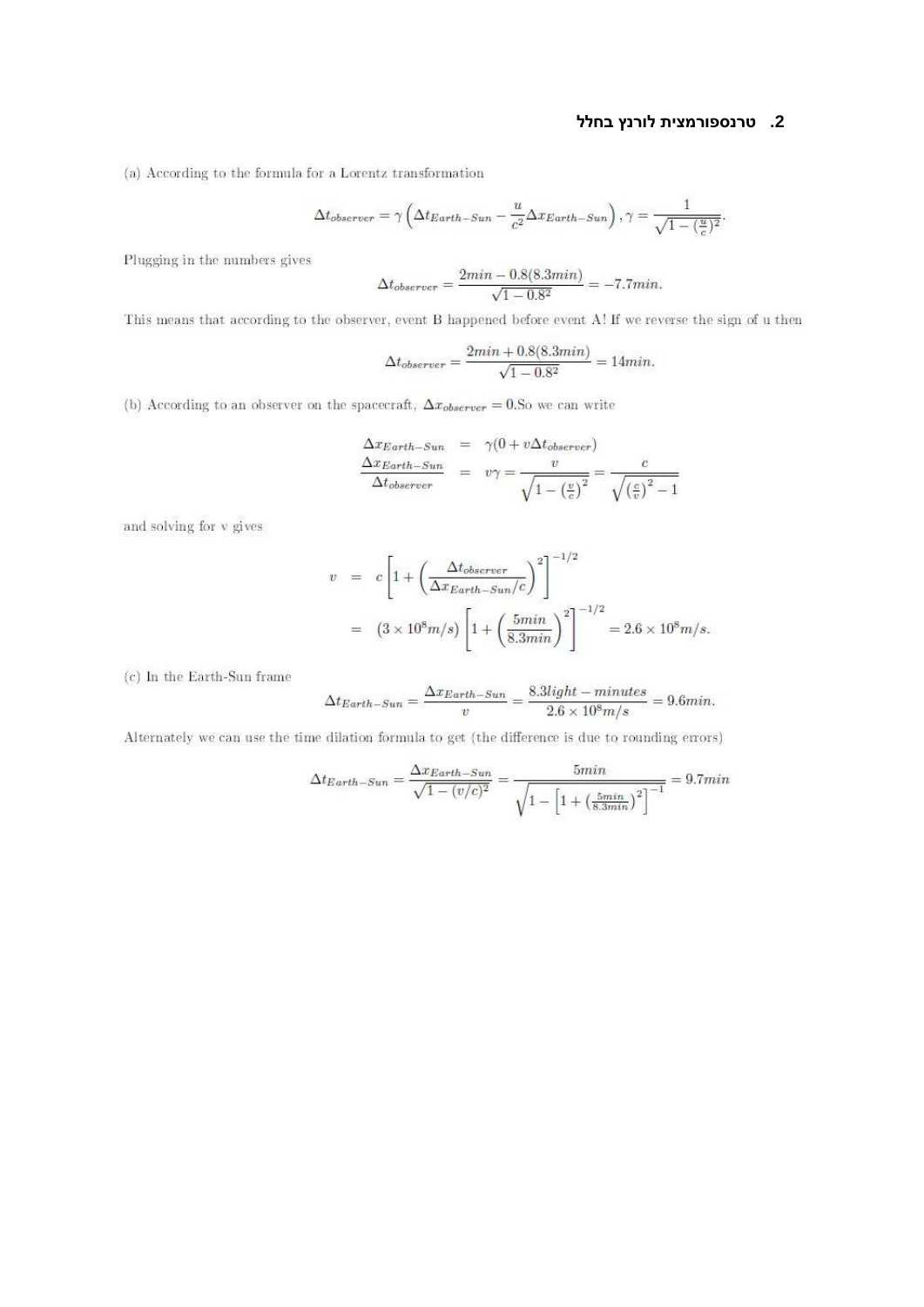## 2. טרנספורמצית לורנץ בחלל

(a) According to the formula for a Lorentz transformation

$$\Delta t_{observer} = \gamma\left(\Delta t_{Earth-Sun} - \frac{u}{c^2}\Delta x_{Earth-Sun}\right), \gamma = \frac{1}{\sqrt{1-(\frac{u}{c})^2}}.$$

Plugging in the numbers gives

$$\Delta t_{observer} = \frac{2min - 0.8(8.3min)}{\sqrt{1-0.8^2}} = -7.7min.$$

This means that according to the observer, event B happened before event A! If we reverse the sign of u then

$$\Delta t_{observer} = \frac{2min + 0.8(8.3min)}{\sqrt{1-0.8^2}} = 14min.$$

(b) According to an observer on the spacecraft, $\Delta x_{observer} = 0$.So we can write

$$\begin{aligned}\Delta x_{Earth-Sun} &= \gamma(0 + v\Delta t_{observer}) \\ \frac{\Delta x_{Earth-Sun}}{\Delta t_{observer}} &= v\gamma = \frac{v}{\sqrt{1-(\frac{v}{c})^2}} = \frac{c}{\sqrt{(\frac{c}{v})^2 - 1}}\end{aligned}$$

and solving for v gives

$$\begin{aligned}v &= c\left[1 + \left(\frac{\Delta t_{observer}}{\Delta x_{Earth-Sun}/c}\right)^2\right]^{-1/2} \\ &= (3\times 10^8 m/s)\left[1 + \left(\frac{5min}{8.3min}\right)^2\right]^{-1/2} = 2.6\times 10^8 m/s.\end{aligned}$$

(c) In the Earth-Sun frame

$$\Delta t_{Earth-Sun} = \frac{\Delta x_{Earth-Sun}}{v} = \frac{8.3light-minutes}{2.6\times 10^8 m/s} = 9.6min.$$

Alternately we can use the time dilation formula to get (the difference is due to rounding errors)

$$\Delta t_{Earth-Sun} = \frac{\Delta x_{Earth-Sun}}{\sqrt{1-(v/c)^2}} = \frac{5min}{\sqrt{1-\left[1+\left(\frac{5min}{8.3min}\right)^2\right]^{-1}}} = 9.7min$$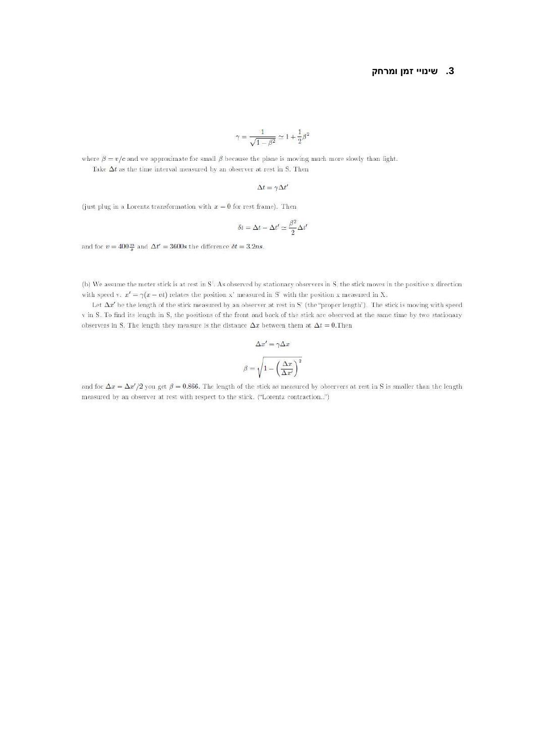## 3. שינויי זמן ומרחק

$$\gamma = \frac{1}{\sqrt{1-\beta^2}} \simeq 1 + \frac{1}{2}\beta^2$$

where $\beta = v/c$ and we approximate for small $\beta$ because the plane is moving much more slowly than light.

Take $\Delta t$ as the time interval measured by an observer at rest in S. Then

$$\Delta t = \gamma \Delta t'$$

(just plug in a Lorentz transformation with $x = 0$ for rest frame). Then

$$\delta t = \Delta t - \Delta t' \simeq \frac{\beta^2}{2}\Delta t'$$

and for $v = 400\frac{m}{s}$ and $\Delta t' = 3600\text{s}$ the difference $\delta t = 3.2ns$.

(b) We assume the meter stick is at rest in S'. As observed by stationary observers in S, the stick moves in the positive x direction with speed v. $x' = \gamma(x - vt)$ relates the position x' measured in S' with the position x measured in X.

Let $\Delta x'$ be the length of the stick measured by an observer at rest in S' (the "proper length"). The stick is moving with speed v in S. To find its length in S, the positions of the front and back of the stick are observed at the same time by two stationary observers in S. The length they measure is the distance $\Delta x$ between them at $\Delta t = 0$.Then

$$\Delta x' = \gamma \Delta x$$

$$\beta = \sqrt{1 - \left(\frac{\Delta x}{\Delta x'}\right)^2}$$

and for $\Delta x = \Delta x'/2$ you get $\beta = 0.866$. The length of the stick as measured by observers at rest in S is smaller than the length measured by an observer at rest with respect to the stick. ("Lorentz contraction..")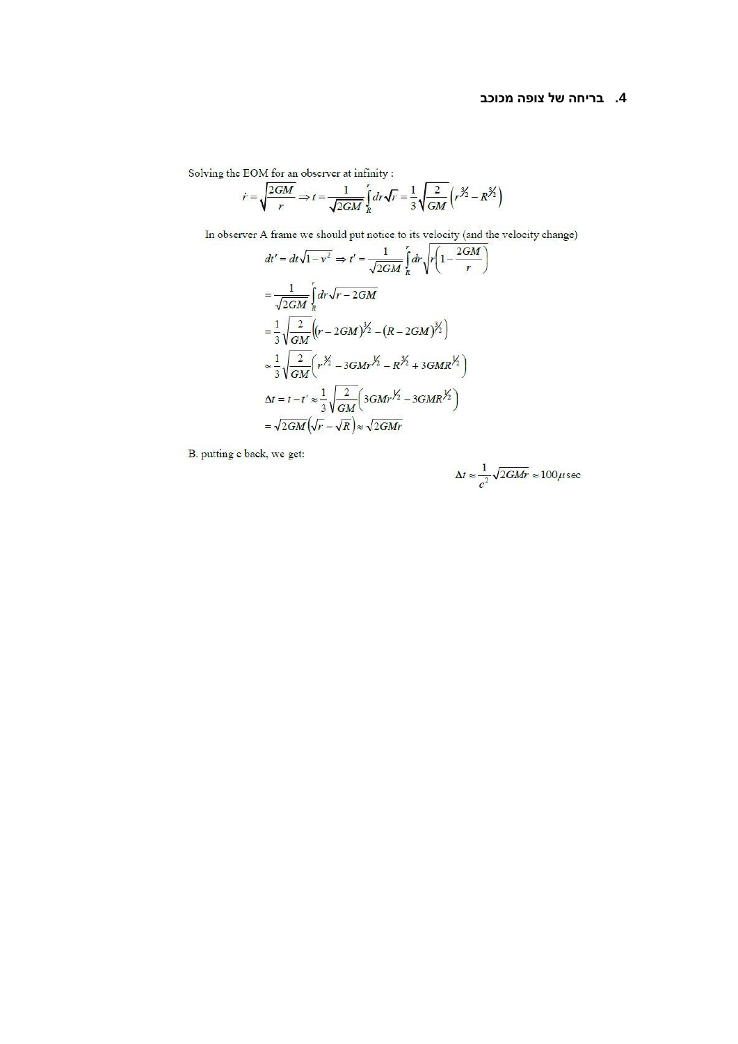## 4. בריחה של צופה מכוכב

Solving the EOM for an observer at infinity :

$$\dot{r} = \sqrt{\frac{2GM}{r}} \Rightarrow t = \frac{1}{\sqrt{2GM}} \int_R^r dr\sqrt{r} = \frac{1}{3}\sqrt{\frac{2}{GM}}\left(r^{3/2} - R^{3/2}\right)$$

In observer A frame we should put notice to its velocity (and the velocity change)

$$dt' = dt\sqrt{1-v^2} \Rightarrow t' = \frac{1}{\sqrt{2GM}} \int_R^r dr\sqrt{r\left(1-\frac{2GM}{r}\right)}$$

$$= \frac{1}{\sqrt{2GM}} \int_R^r dr\sqrt{r-2GM}$$

$$= \frac{1}{3}\sqrt{\frac{2}{GM}}\left((r-2GM)^{3/2} - (R-2GM)^{3/2}\right)$$

$$\approx \frac{1}{3}\sqrt{\frac{2}{GM}}\left(r^{3/2} - 3GMr^{1/2} - R^{3/2} + 3GMR^{1/2}\right)$$

$$\Delta t = t - t' \approx \frac{1}{3}\sqrt{\frac{2}{GM}}\left(3GMr^{1/2} - 3GMR^{1/2}\right)$$

$$= \sqrt{2GM}\left(\sqrt{r} - \sqrt{R}\right) \approx \sqrt{2GMr}$$

B. putting c back, we get:

$$\Delta t \approx \frac{1}{c^2}\sqrt{2GMr} \approx 100\mu \sec$$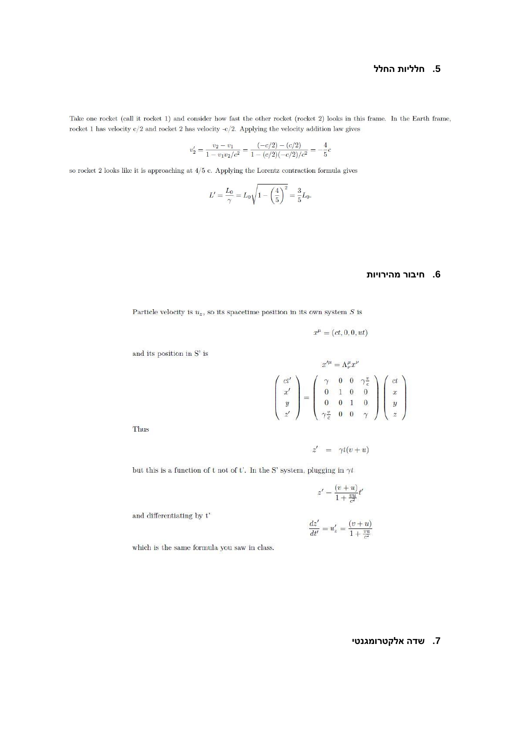## 5. חלליות החלל

Take one rocket (call it rocket 1) and consider how fast the other rocket (rocket 2) looks in this frame. In the Earth frame, rocket 1 has velocity c/2 and rocket 2 has velocity -c/2. Applying the velocity addition law gives

$$v_2' = \frac{v_2 - v_1}{1 - v_1 v_2/c^2} = \frac{(-c/2) - (c/2)}{1 - (c/2)(-c/2)/c^2} = -\frac{4}{5}c$$

so rocket 2 looks like it is approaching at 4/5 c. Applying the Lorentz contraction formula gives

$$L' = \frac{L_0}{\gamma} = L_0\sqrt{1 - \left(\frac{4}{5}\right)^2} = \frac{3}{5}L_0.$$

## 6. חיבור מהירויות

Particle velocity is $u_z$, so its spacetime position in its own system $S$ is

$$x^\mu = (ct, 0, 0, ut)$$

and its position in S' is

$$x'^\mu = \Lambda^\mu_\nu x^\nu$$

$$\begin{pmatrix} ct' \\ x' \\ y \\ z' \end{pmatrix} = \begin{pmatrix} \gamma & 0 & 0 & \gamma\frac{v}{c} \\ 0 & 1 & 0 & 0 \\ 0 & 0 & 1 & 0 \\ \gamma\frac{v}{c} & 0 & 0 & \gamma \end{pmatrix} \begin{pmatrix} ct \\ x \\ y \\ z \end{pmatrix}$$

Thus

$$z' = \gamma t(v + u)$$

but this is a function of t not of t'. In the S' system, plugging in $\gamma t$

$$z' = \frac{(v+u)}{1 + \frac{vu}{c^2}}t'$$

and differentiating by t'

$$\frac{dz'}{dt'} = u_z' = \frac{(v+u)}{1 + \frac{vu}{c^2}}$$

which is the same formula you saw in class.

## 7. שדה אלקטרומגנטי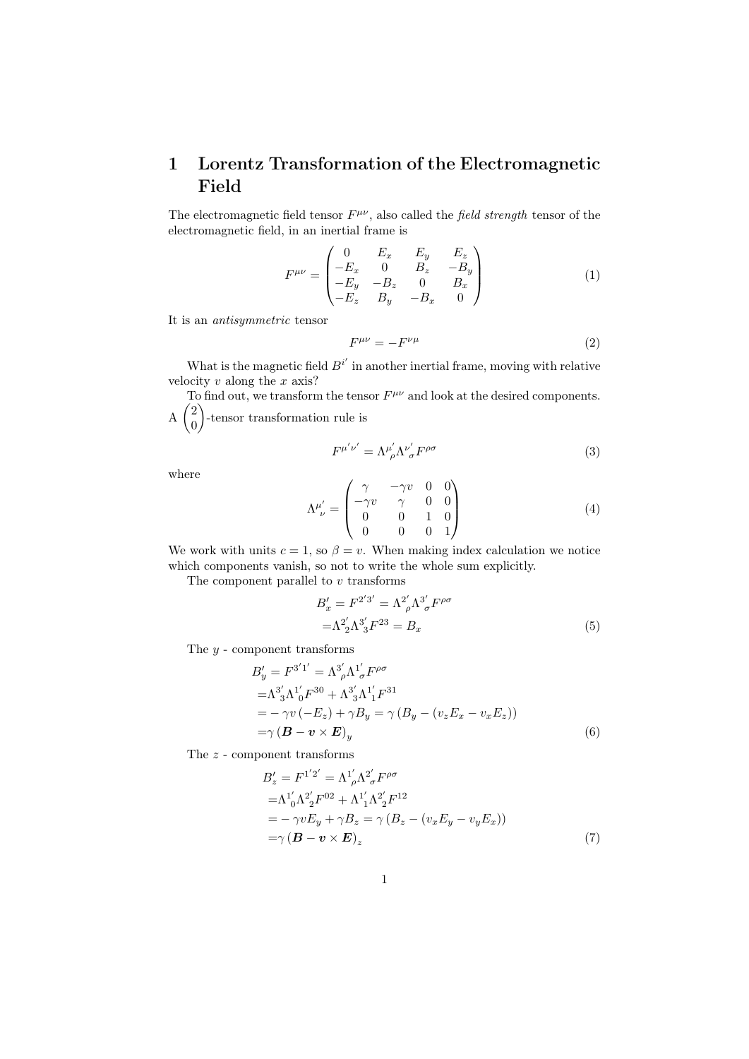# 1 Lorentz Transformation of the Electromagnetic Field

The electromagnetic field tensor $F^{\mu\nu}$, also called the *field strength* tensor of the electromagnetic field, in an inertial frame is

$$F^{\mu\nu} = \begin{pmatrix} 0 & E_x & E_y & E_z \\ -E_x & 0 & B_z & -B_y \\ -E_y & -B_z & 0 & B_x \\ -E_z & B_y & -B_x & 0 \end{pmatrix} \tag{1}$$

It is an *antisymmetric* tensor

$$F^{\mu\nu} = -F^{\nu\mu} \tag{2}$$

What is the magnetic field $B^{i'}$ in another inertial frame, moving with relative velocity $v$ along the $x$ axis?

To find out, we transform the tensor $F^{\mu\nu}$ and look at the desired components. A $\binom{2}{0}$-tensor transformation rule is

$$F^{\mu'\nu'} = \Lambda^{\mu'}_{\ \rho}\Lambda^{\nu'}_{\ \sigma}F^{\rho\sigma} \tag{3}$$

where

$$\Lambda^{\mu'}_{\ \nu} = \begin{pmatrix} \gamma & -\gamma v & 0 & 0 \\ -\gamma v & \gamma & 0 & 0 \\ 0 & 0 & 1 & 0 \\ 0 & 0 & 0 & 1 \end{pmatrix} \tag{4}$$

We work with units $c = 1$, so $\beta = v$. When making index calculation we notice which components vanish, so not to write the whole sum explicitly.

The component parallel to $v$ transforms

$$\begin{aligned} B'_x &= F^{2'3'} = \Lambda^{2'}_{\ \rho}\Lambda^{3'}_{\ \sigma}F^{\rho\sigma} \\ &= \Lambda^{2'}_{\ 2}\Lambda^{3'}_{\ 3}F^{23} = B_x \end{aligned} \tag{5}$$

The $y$ - component transforms

$$\begin{aligned} B'_y &= F^{3'1'} = \Lambda^{3'}_{\ \rho}\Lambda^{1'}_{\ \sigma}F^{\rho\sigma} \\ &= \Lambda^{3'}_{\ 3}\Lambda^{1'}_{\ 0}F^{30} + \Lambda^{3'}_{\ 3}\Lambda^{1'}_{\ 1}F^{31} \\ &= -\gamma v\left(-E_z\right) + \gamma B_y = \gamma\left(B_y - \left(v_z E_x - v_x E_z\right)\right) \\ &= \gamma\left(\boldsymbol{B} - \boldsymbol{v} \times \boldsymbol{E}\right)_y \end{aligned} \tag{6}$$

The $z$ - component transforms

$$\begin{aligned} B'_z &= F^{1'2'} = \Lambda^{1'}_{\ \rho}\Lambda^{2'}_{\ \sigma}F^{\rho\sigma} \\ &= \Lambda^{1'}_{\ 0}\Lambda^{2'}_{\ 2}F^{02} + \Lambda^{1'}_{\ 1}\Lambda^{2'}_{\ 2}F^{12} \\ &= -\gamma v E_y + \gamma B_z = \gamma\left(B_z - \left(v_x E_y - v_y E_x\right)\right) \\ &= \gamma\left(\boldsymbol{B} - \boldsymbol{v} \times \boldsymbol{E}\right)_z \end{aligned} \tag{7}$$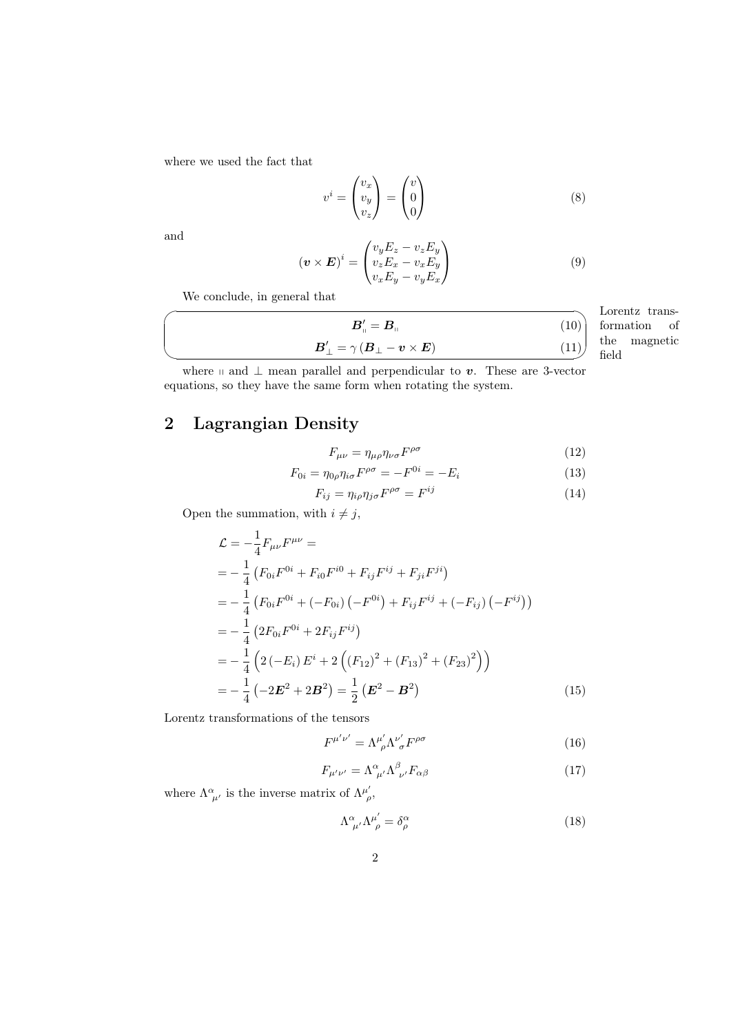where we used the fact that

$$v^i = \begin{pmatrix} v_x \\ v_y \\ v_z \end{pmatrix} = \begin{pmatrix} v \\ 0 \\ 0 \end{pmatrix} \tag{8}$$

and

$$(\boldsymbol{v} \times \boldsymbol{E})^i = \begin{pmatrix} v_y E_z - v_z E_y \\ v_z E_x - v_x E_y \\ v_x E_y - v_y E_x \end{pmatrix} \tag{9}$$

We conclude, in general that

$$\boldsymbol{B}'_{\shortparallel} = \boldsymbol{B}_{\shortparallel} \tag{10}$$

$$\boldsymbol{B}'_{\perp} = \gamma \left( \boldsymbol{B}_{\perp} - \boldsymbol{v} \times \boldsymbol{E} \right) \tag{11}$$

Lorentz transformation of the magnetic field

where $\shortparallel$ and $\perp$ mean parallel and perpendicular to $\boldsymbol{v}$. These are 3-vector equations, so they have the same form when rotating the system.

## 2 Lagrangian Density

$$F_{\mu\nu} = \eta_{\mu\rho} \eta_{\nu\sigma} F^{\rho\sigma} \tag{12}$$

$$F_{0i} = \eta_{0\rho} \eta_{i\sigma} F^{\rho\sigma} = -F^{0i} = -E_i \tag{13}$$

$$F_{ij} = \eta_{i\rho} \eta_{j\sigma} F^{\rho\sigma} = F^{ij} \tag{14}$$

Open the summation, with $i \neq j$,

$$\begin{aligned}
\mathcal{L} &= -\frac{1}{4} F_{\mu\nu} F^{\mu\nu} = \\
&= -\frac{1}{4} \left( F_{0i} F^{0i} + F_{i0} F^{i0} + F_{ij} F^{ij} + F_{ji} F^{ji} \right) \\
&= -\frac{1}{4} \left( F_{0i} F^{0i} + (-F_{0i}) \left( -F^{0i} \right) + F_{ij} F^{ij} + (-F_{ij}) \left( -F^{ij} \right) \right) \\
&= -\frac{1}{4} \left( 2 F_{0i} F^{0i} + 2 F_{ij} F^{ij} \right) \\
&= -\frac{1}{4} \left( 2 \left( -E_i \right) E^i + 2 \left( \left( F_{12} \right)^2 + \left( F_{13} \right)^2 + \left( F_{23} \right)^2 \right) \right) \\
&= -\frac{1}{4} \left( -2 \boldsymbol{E}^2 + 2 \boldsymbol{B}^2 \right) = \frac{1}{2} \left( \boldsymbol{E}^2 - \boldsymbol{B}^2 \right)
\end{aligned} \tag{15}$$

Lorentz transformations of the tensors

$$F^{\mu'\nu'} = \Lambda^{\mu'}_{\ \rho} \Lambda^{\nu'}_{\ \sigma} F^{\rho\sigma} \tag{16}$$

$$F_{\mu'\nu'} = \Lambda^{\alpha}_{\ \mu'} \Lambda^{\beta}_{\ \nu'} F_{\alpha\beta} \tag{17}$$

where $\Lambda^{\alpha}_{\ \mu'}$ is the inverse matrix of $\Lambda^{\mu'}_{\ \rho}$,

$$\Lambda^{\alpha}_{\ \mu'} \Lambda^{\mu'}_{\ \rho} = \delta^{\alpha}_{\rho} \tag{18}$$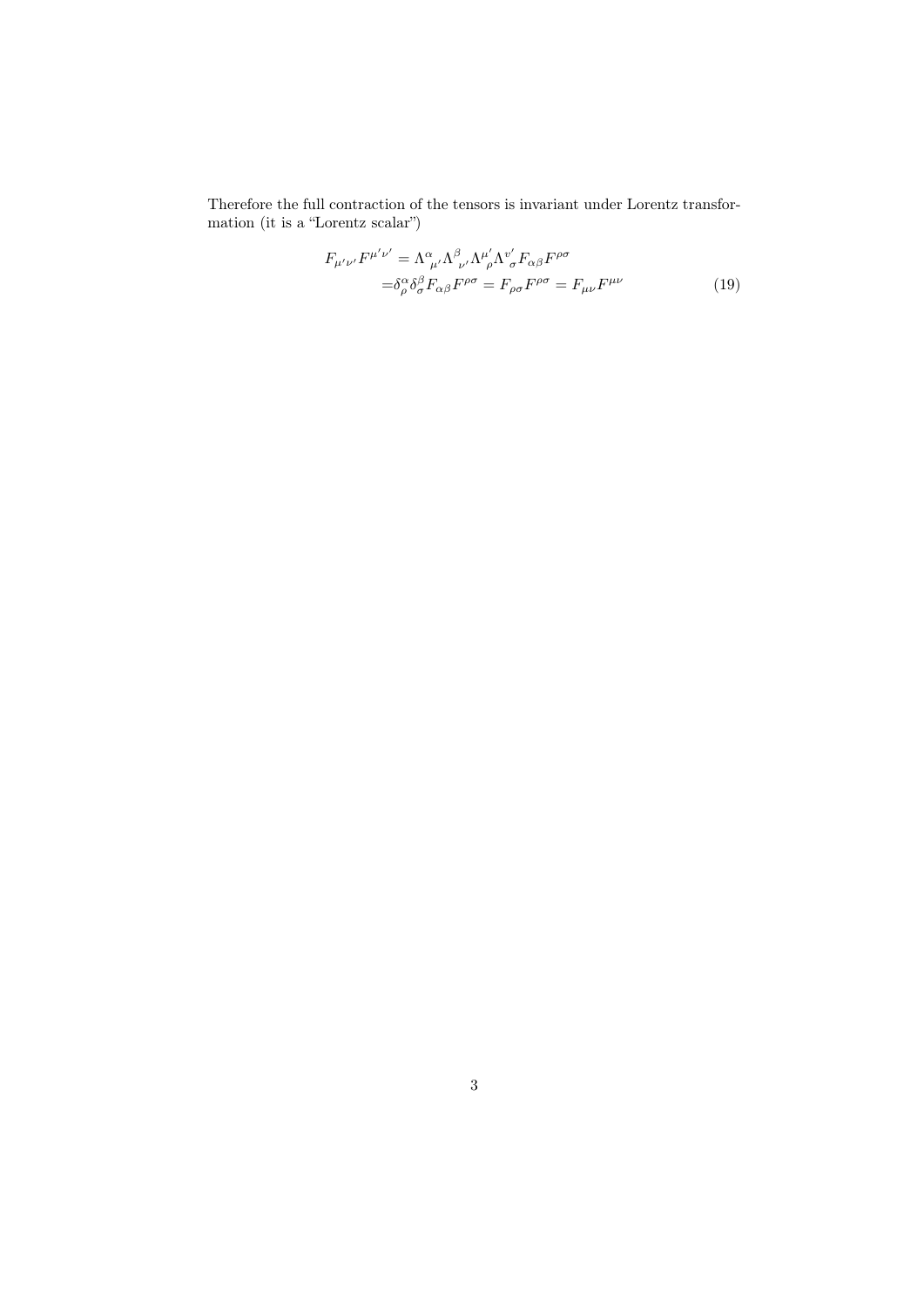Therefore the full contraction of the tensors is invariant under Lorentz transformation (it is a "Lorentz scalar")

$$
\begin{aligned}
F_{\mu'\nu'}F^{\mu'\nu'} &= \Lambda^{\alpha}{}_{\mu'}\Lambda^{\beta}{}_{\nu'}\Lambda^{\mu'}{}_{\rho}\Lambda^{v'}{}_{\sigma}F_{\alpha\beta}F^{\rho\sigma} \\
&= \delta^{\alpha}_{\rho}\delta^{\beta}_{\sigma}F_{\alpha\beta}F^{\rho\sigma} = F_{\rho\sigma}F^{\rho\sigma} = F_{\mu\nu}F^{\mu\nu}
\end{aligned}
\tag{19}
$$